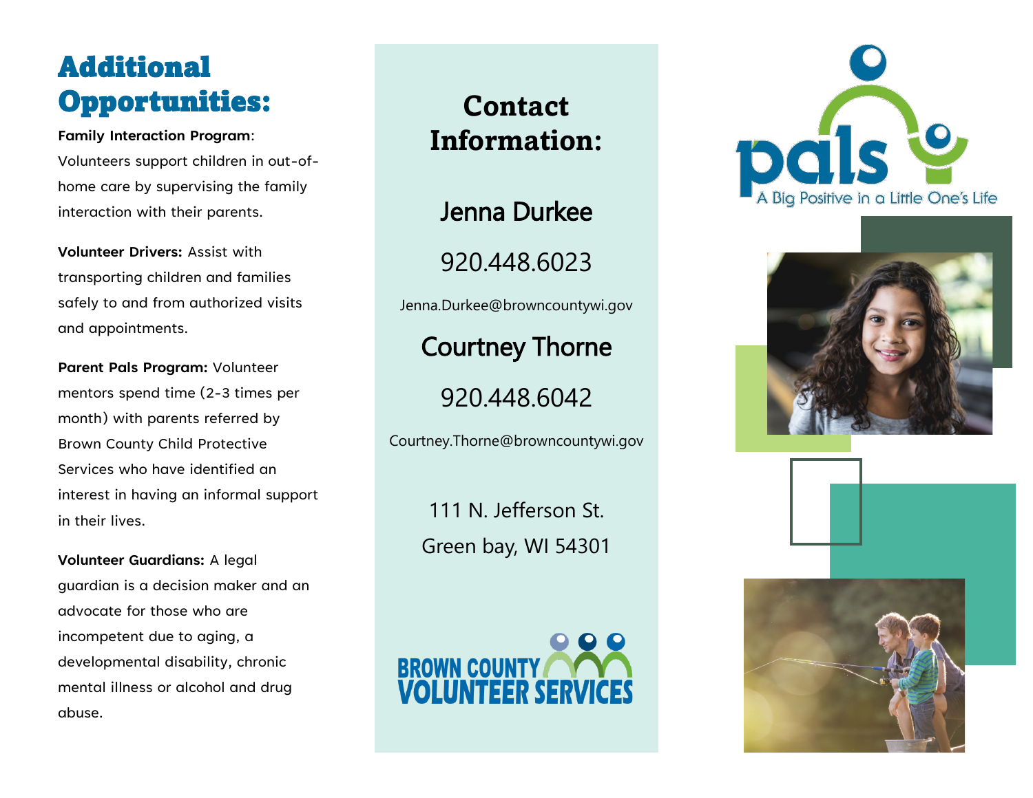# Additional Opportunities:

**Family Interaction Program**: Volunteers support children in out-of-home care by supervising the family interaction with their parents.

**Volunteer Drivers:** Assist with transporting children and families safely to and from authorized visits and appointments.

**Parent Pals Program:** Volunteer mentors spend time (2-3 times per month) with parents referred by Brown County Child Protective Services who have identified an interest in having an informal support in their lives.

**Volunteer Guardians:** A legal guardian is a decision maker and an advocate for those who are incompetent due to aging, a developmental disability, chronic mental illness or alcohol and drug abuse.

# Contact Information:

## Jenna Durkee

920.448.6023

Jenna.Durkee@browncountywi.gov

## Courtney Thorne

920.448.6042

Courtney.Thorne@browncountywi.gov

111 N. Jefferson St.

Green bay, WI 54301

BROWN COUNTY VOLUNTEER SERVICES

pals

A Big Positive in a Little One's Life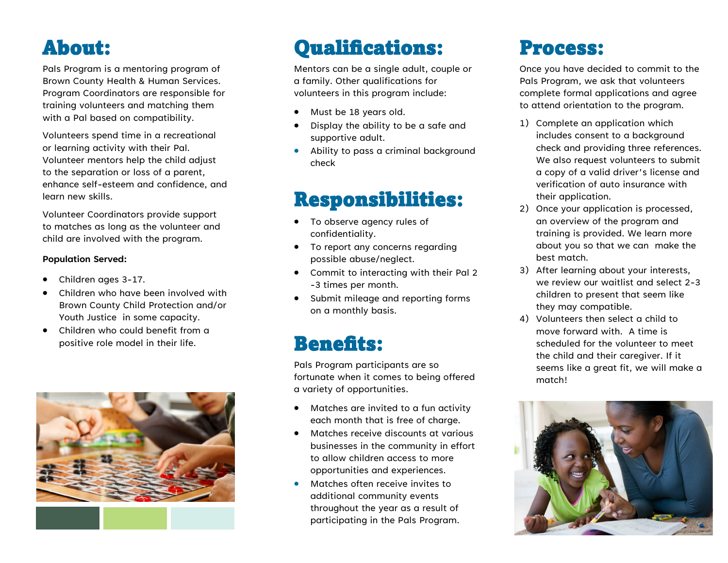# About:

Pals Program is a mentoring program of Brown County Health & Human Services. Program Coordinators are responsible for training volunteers and matching them with a Pal based on compatibility.

Volunteers spend time in a recreational or learning activity with their Pal. Volunteer mentors help the child adjust to the separation or loss of a parent, enhance self-esteem and confidence, and learn new skills.

Volunteer Coordinators provide support to matches as long as the volunteer and child are involved with the program.

**Population Served:**

- Children ages 3-17.
- Children who have been involved with Brown County Child Protection and/or Youth Justice in some capacity.
- Children who could benefit from a positive role model in their life.

# Qualifications:

Mentors can be a single adult, couple or a family. Other qualifications for volunteers in this program include:

- Must be 18 years old.
- Display the ability to be a safe and supportive adult.
- Ability to pass a criminal background check

# Responsibilities:

- To observe agency rules of confidentiality.
- To report any concerns regarding possible abuse/neglect.
- Commit to interacting with their Pal 2 -3 times per month.
- Submit mileage and reporting forms on a monthly basis.

# Benefits:

Pals Program participants are so fortunate when it comes to being offered a variety of opportunities.

- Matches are invited to a fun activity each month that is free of charge.
- Matches receive discounts at various businesses in the community in effort to allow children access to more opportunities and experiences.
- Matches often receive invites to additional community events throughout the year as a result of participating in the Pals Program.

# Process:

Once you have decided to commit to the Pals Program, we ask that volunteers complete formal applications and agree to attend orientation to the program.

1) Complete an application which includes consent to a background check and providing three references. We also request volunteers to submit a copy of a valid driver's license and verification of auto insurance with their application.
2) Once your application is processed, an overview of the program and training is provided. We learn more about you so that we can make the best match.
3) After learning about your interests, we review our waitlist and select 2-3 children to present that seem like they may compatible.
4) Volunteers then select a child to move forward with. A time is scheduled for the volunteer to meet the child and their caregiver. If it seems like a great fit, we will make a match!